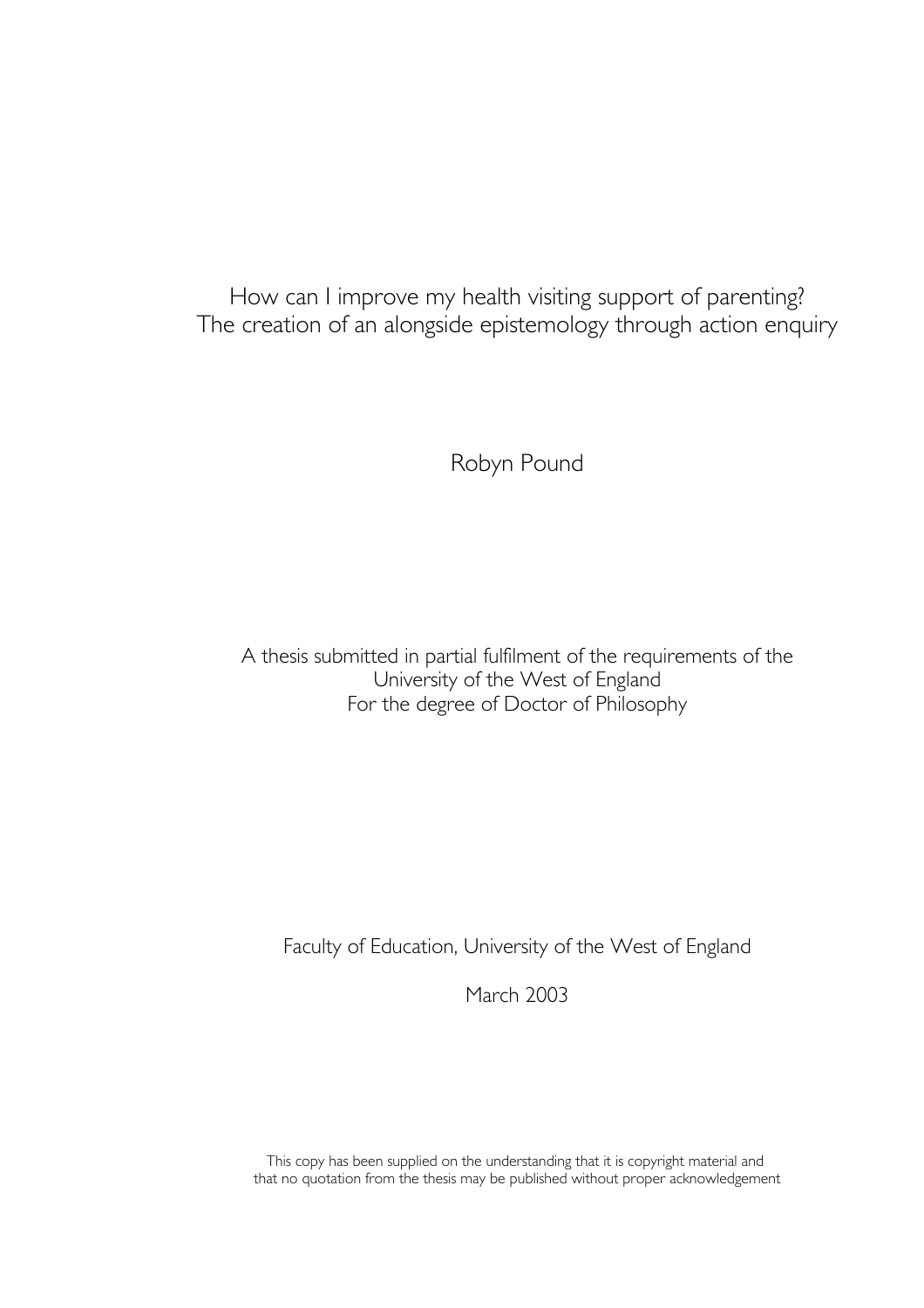# How can I improve my health visiting support of parenting? The creation of an alongside epistemology through action enquiry

Robyn Pound

A thesis submitted in partial fulfilment of the requirements of the University of the West of England
For the degree of Doctor of Philosophy

Faculty of Education, University of the West of England

March 2003

This copy has been supplied on the understanding that it is copyright material and that no quotation from the thesis may be published without proper acknowledgement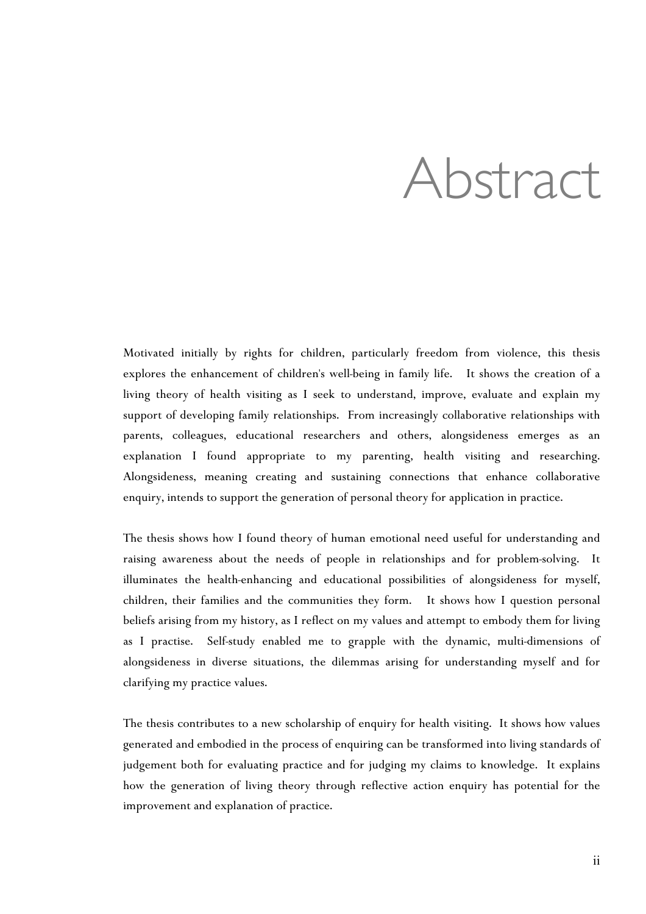# Abstract

Motivated initially by rights for children, particularly freedom from violence, this thesis explores the enhancement of children's well-being in family life. It shows the creation of a living theory of health visiting as I seek to understand, improve, evaluate and explain my support of developing family relationships. From increasingly collaborative relationships with parents, colleagues, educational researchers and others, alongsideness emerges as an explanation I found appropriate to my parenting, health visiting and researching. Alongsideness, meaning creating and sustaining connections that enhance collaborative enquiry, intends to support the generation of personal theory for application in practice.

The thesis shows how I found theory of human emotional need useful for understanding and raising awareness about the needs of people in relationships and for problem-solving. It illuminates the health-enhancing and educational possibilities of alongsideness for myself, children, their families and the communities they form. It shows how I question personal beliefs arising from my history, as I reflect on my values and attempt to embody them for living as I practise. Self-study enabled me to grapple with the dynamic, multi-dimensions of alongsideness in diverse situations, the dilemmas arising for understanding myself and for clarifying my practice values.

The thesis contributes to a new scholarship of enquiry for health visiting. It shows how values generated and embodied in the process of enquiring can be transformed into living standards of judgement both for evaluating practice and for judging my claims to knowledge. It explains how the generation of living theory through reflective action enquiry has potential for the improvement and explanation of practice.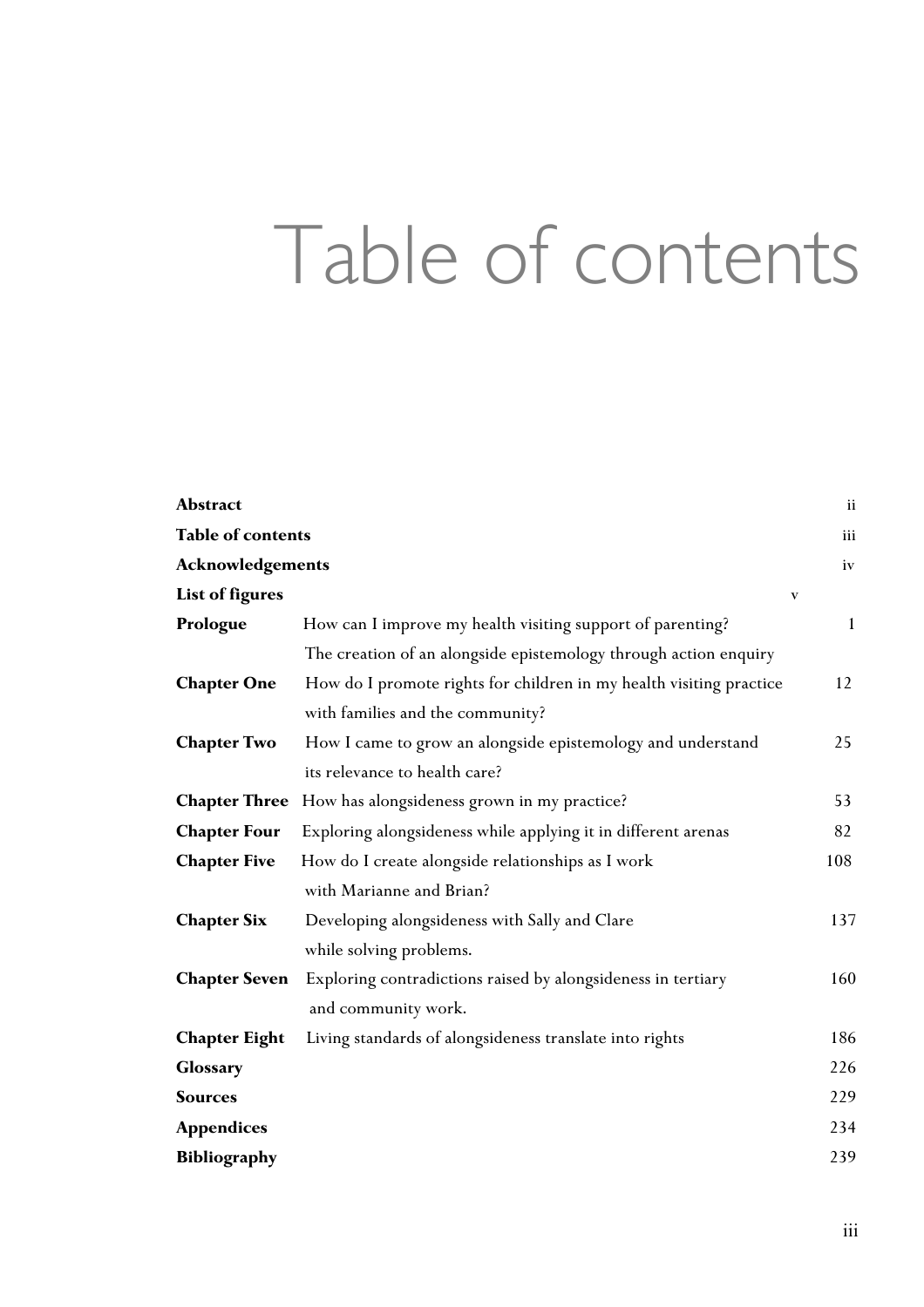# Table of contents

| | | |
|---|---|---|
| **Abstract** | | ii |
| **Table of contents** | | iii |
| **Acknowledgements** | | iv |
| **List of figures** | | v |
| **Prologue** | How can I improve my health visiting support of parenting? The creation of an alongside epistemology through action enquiry | 1 |
| **Chapter One** | How do I promote rights for children in my health visiting practice with families and the community? | 12 |
| **Chapter Two** | How I came to grow an alongside epistemology and understand its relevance to health care? | 25 |
| **Chapter Three** | How has alongsideness grown in my practice? | 53 |
| **Chapter Four** | Exploring alongsideness while applying it in different arenas | 82 |
| **Chapter Five** | How do I create alongside relationships as I work with Marianne and Brian? | 108 |
| **Chapter Six** | Developing alongsideness with Sally and Clare while solving problems. | 137 |
| **Chapter Seven** | Exploring contradictions raised by alongsideness in tertiary and community work. | 160 |
| **Chapter Eight** | Living standards of alongsideness translate into rights | 186 |
| **Glossary** | | 226 |
| **Sources** | | 229 |
| **Appendices** | | 234 |
| **Bibliography** | | 239 |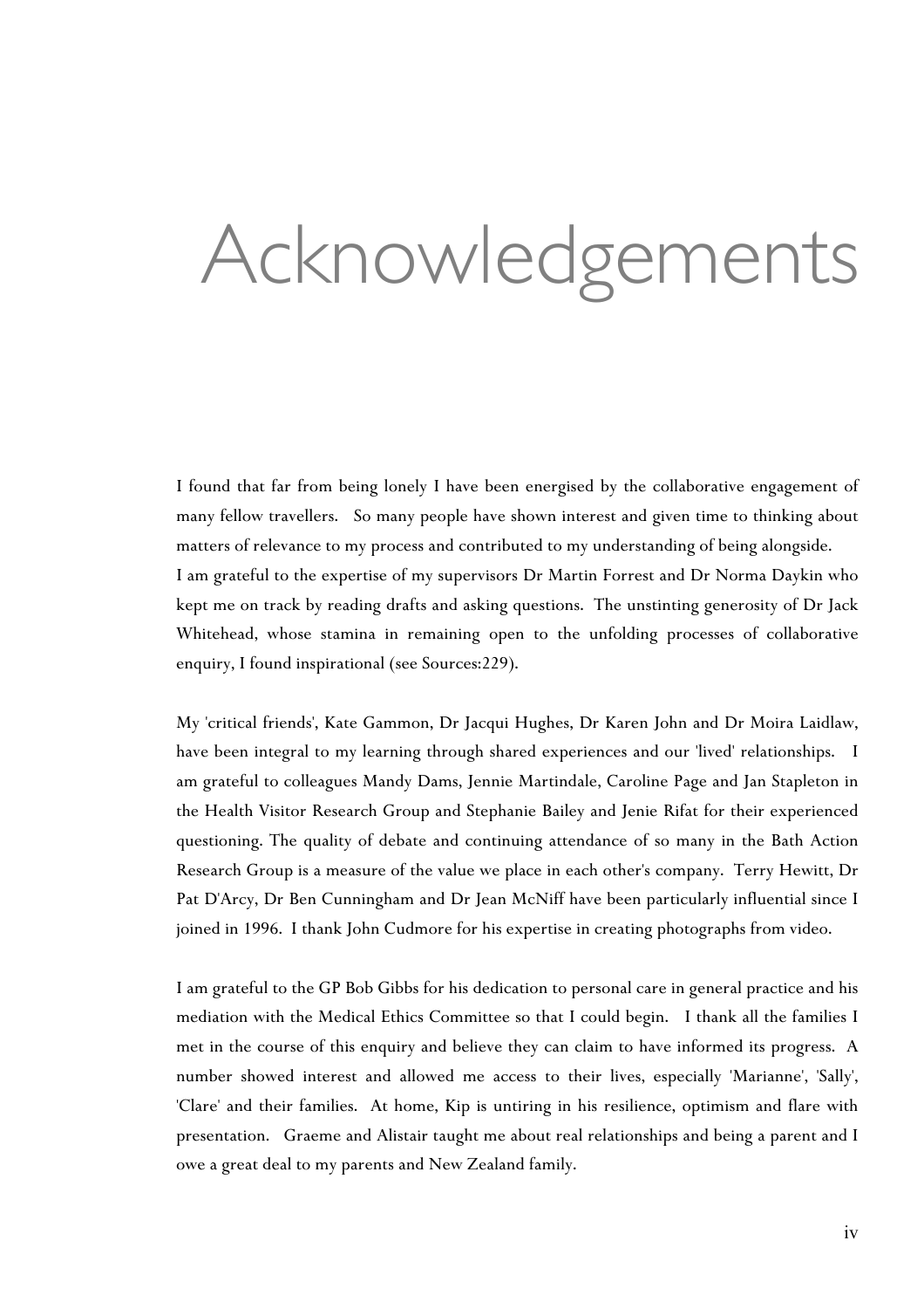# Acknowledgements

I found that far from being lonely I have been energised by the collaborative engagement of many fellow travellers. So many people have shown interest and given time to thinking about matters of relevance to my process and contributed to my understanding of being alongside.
I am grateful to the expertise of my supervisors Dr Martin Forrest and Dr Norma Daykin who kept me on track by reading drafts and asking questions. The unstinting generosity of Dr Jack Whitehead, whose stamina in remaining open to the unfolding processes of collaborative enquiry, I found inspirational (see Sources:229).

My 'critical friends', Kate Gammon, Dr Jacqui Hughes, Dr Karen John and Dr Moira Laidlaw, have been integral to my learning through shared experiences and our 'lived' relationships. I am grateful to colleagues Mandy Dams, Jennie Martindale, Caroline Page and Jan Stapleton in the Health Visitor Research Group and Stephanie Bailey and Jenie Rifat for their experienced questioning. The quality of debate and continuing attendance of so many in the Bath Action Research Group is a measure of the value we place in each other's company. Terry Hewitt, Dr Pat D'Arcy, Dr Ben Cunningham and Dr Jean McNiff have been particularly influential since I joined in 1996. I thank John Cudmore for his expertise in creating photographs from video.

I am grateful to the GP Bob Gibbs for his dedication to personal care in general practice and his mediation with the Medical Ethics Committee so that I could begin. I thank all the families I met in the course of this enquiry and believe they can claim to have informed its progress. A number showed interest and allowed me access to their lives, especially 'Marianne', 'Sally', 'Clare' and their families. At home, Kip is untiring in his resilience, optimism and flare with presentation. Graeme and Alistair taught me about real relationships and being a parent and I owe a great deal to my parents and New Zealand family.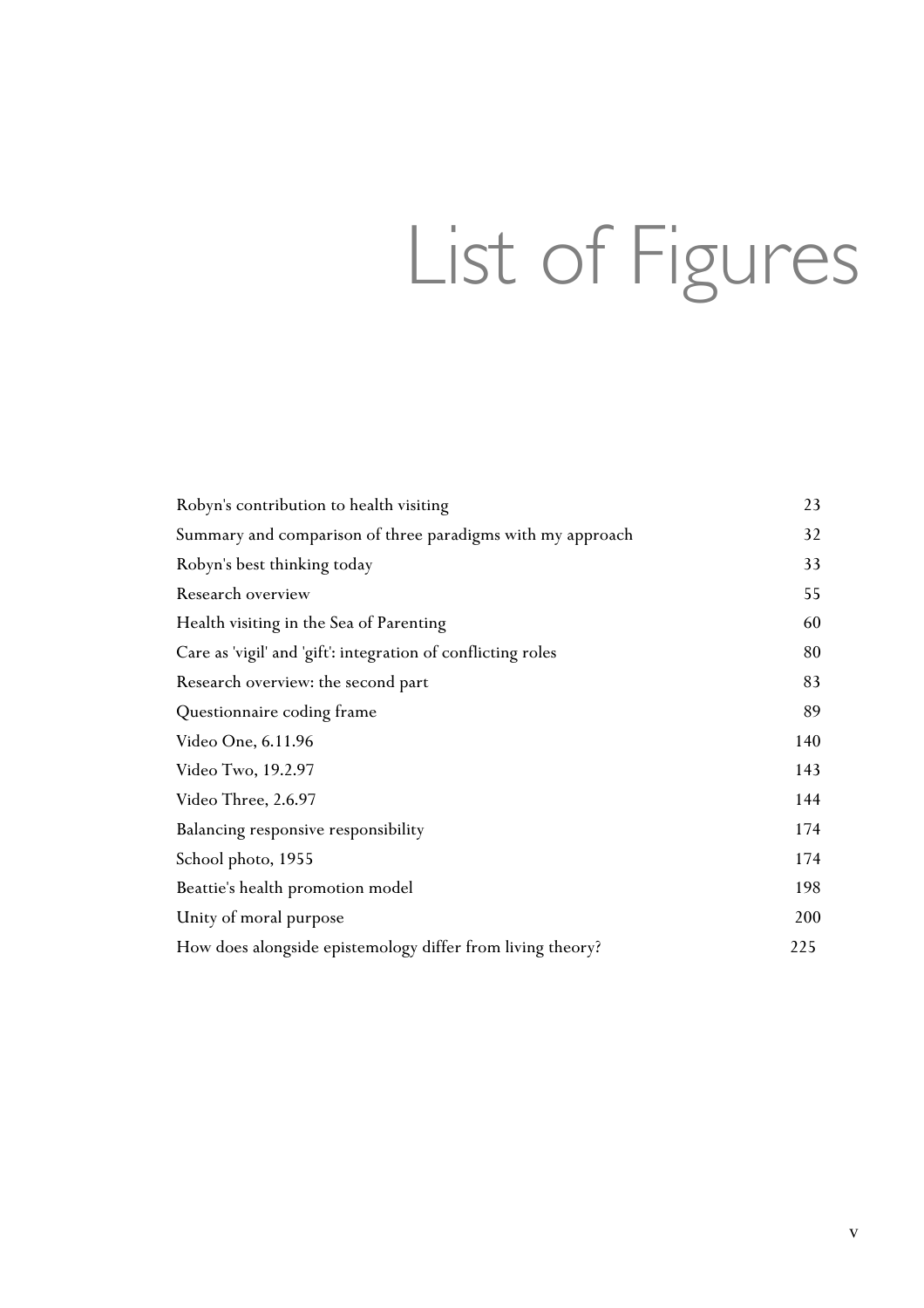# List of Figures

| | |
|---|---|
| Robyn's contribution to health visiting | 23 |
| Summary and comparison of three paradigms with my approach | 32 |
| Robyn's best thinking today | 33 |
| Research overview | 55 |
| Health visiting in the Sea of Parenting | 60 |
| Care as 'vigil' and 'gift': integration of conflicting roles | 80 |
| Research overview: the second part | 83 |
| Questionnaire coding frame | 89 |
| Video One, 6.11.96 | 140 |
| Video Two, 19.2.97 | 143 |
| Video Three, 2.6.97 | 144 |
| Balancing responsive responsibility | 174 |
| School photo, 1955 | 174 |
| Beattie's health promotion model | 198 |
| Unity of moral purpose | 200 |
| How does alongside epistemology differ from living theory? | 225 |